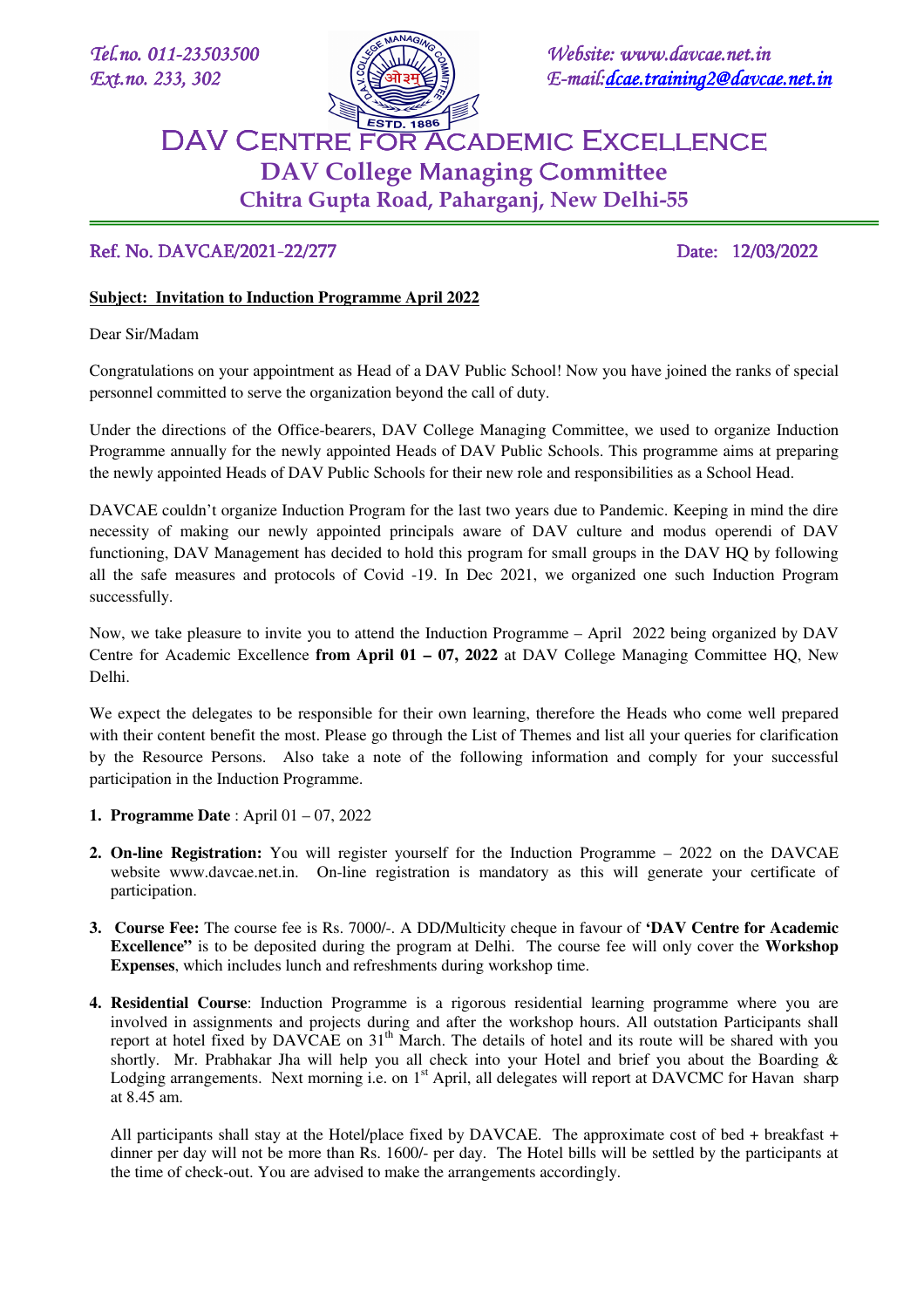Tel.no. 011-23503500
Ext.no. 233, 302

Website: www.davcae.net.in
E-mail: dcae.training2@davcae.net.in

# DAV Centre for Academic Excellence

## DAV College Managing Committee

### Chitra Gupta Road, Paharganj, New Delhi-55

Ref. No. DAVCAE/2021-22/277 Date: 12/03/2022

**Subject: Invitation to Induction Programme April 2022**

Dear Sir/Madam

Congratulations on your appointment as Head of a DAV Public School! Now you have joined the ranks of special personnel committed to serve the organization beyond the call of duty.

Under the directions of the Office-bearers, DAV College Managing Committee, we used to organize Induction Programme annually for the newly appointed Heads of DAV Public Schools. This programme aims at preparing the newly appointed Heads of DAV Public Schools for their new role and responsibilities as a School Head.

DAVCAE couldn't organize Induction Program for the last two years due to Pandemic. Keeping in mind the dire necessity of making our newly appointed principals aware of DAV culture and modus operendi of DAV functioning, DAV Management has decided to hold this program for small groups in the DAV HQ by following all the safe measures and protocols of Covid -19. In Dec 2021, we organized one such Induction Program successfully.

Now, we take pleasure to invite you to attend the Induction Programme – April 2022 being organized by DAV Centre for Academic Excellence **from April 01 – 07, 2022** at DAV College Managing Committee HQ, New Delhi.

We expect the delegates to be responsible for their own learning, therefore the Heads who come well prepared with their content benefit the most. Please go through the List of Themes and list all your queries for clarification by the Resource Persons. Also take a note of the following information and comply for your successful participation in the Induction Programme.

1. **Programme Date** : April 01 – 07, 2022

2. **On-line Registration:** You will register yourself for the Induction Programme – 2022 on the DAVCAE website www.davcae.net.in. On-line registration is mandatory as this will generate your certificate of participation.

3. **Course Fee:** The course fee is Rs. 7000/-. A DD/Multicity cheque in favour of **'DAV Centre for Academic Excellence"** is to be deposited during the program at Delhi. The course fee will only cover the **Workshop Expenses**, which includes lunch and refreshments during workshop time.

4. **Residential Course**: Induction Programme is a rigorous residential learning programme where you are involved in assignments and projects during and after the workshop hours. All outstation Participants shall report at hotel fixed by DAVCAE on 31st March. The details of hotel and its route will be shared with you shortly. Mr. Prabhakar Jha will help you all check into your Hotel and brief you about the Boarding & Lodging arrangements. Next morning i.e. on 1st April, all delegates will report at DAVCMC for Havan sharp at 8.45 am.

   All participants shall stay at the Hotel/place fixed by DAVCAE. The approximate cost of bed + breakfast + dinner per day will not be more than Rs. 1600/- per day. The Hotel bills will be settled by the participants at the time of check-out. You are advised to make the arrangements accordingly.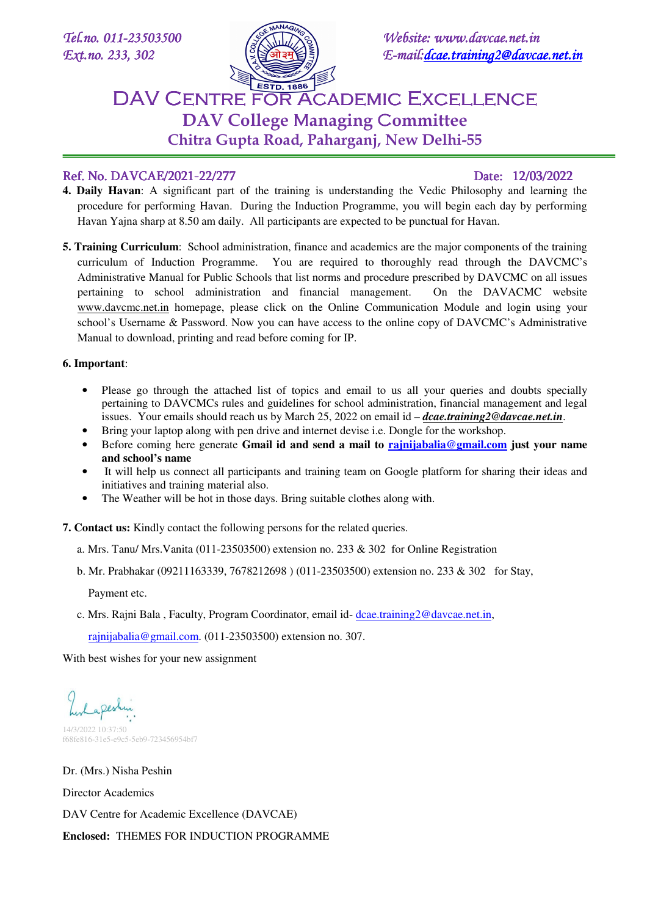Tel.no. 011-23503500
Ext.no. 233, 302

Website: www.davcae.net.in
E-mail: dcae.training2@davcae.net.in

# DAV Centre for Academic Excellence

## DAV College Managing Committee

### Chitra Gupta Road, Paharganj, New Delhi-55

Ref. No. DAVCAE/2021-22/277 Date: 12/03/2022

**4. Daily Havan**: A significant part of the training is understanding the Vedic Philosophy and learning the procedure for performing Havan. During the Induction Programme, you will begin each day by performing Havan Yajna sharp at 8.50 am daily. All participants are expected to be punctual for Havan.

**5. Training Curriculum**: School administration, finance and academics are the major components of the training curriculum of Induction Programme. You are required to thoroughly read through the DAVCMC's Administrative Manual for Public Schools that list norms and procedure prescribed by DAVCMC on all issues pertaining to school administration and financial management. On the DAVACMC website www.davcmc.net.in homepage, please click on the Online Communication Module and login using your school's Username & Password. Now you can have access to the online copy of DAVCMC's Administrative Manual to download, printing and read before coming for IP.

**6. Important**:

- Please go through the attached list of topics and email to us all your queries and doubts specially pertaining to DAVCMCs rules and guidelines for school administration, financial management and legal issues. Your emails should reach us by March 25, 2022 on email id – ***dcae.training2@davcae.net.in***.
- Bring your laptop along with pen drive and internet devise i.e. Dongle for the workshop.
- Before coming here generate **Gmail id and send a mail to rajnijabalia@gmail.com just your name and school's name**
- It will help us connect all participants and training team on Google platform for sharing their ideas and initiatives and training material also.
- The Weather will be hot in those days. Bring suitable clothes along with.

**7. Contact us:** Kindly contact the following persons for the related queries.

a. Mrs. Tanu/ Mrs.Vanita (011-23503500) extension no. 233 & 302 for Online Registration

b. Mr. Prabhakar (09211163339, 7678212698 ) (011-23503500) extension no. 233 & 302 for Stay, Payment etc.

c. Mrs. Rajni Bala , Faculty, Program Coordinator, email id- dcae.training2@davcae.net.in, rajnijabalia@gmail.com. (011-23503500) extension no. 307.

With best wishes for your new assignment

14/3/2022 10:37:50
f68fe816-31e5-e9c5-5eb9-723456954bf7

Dr. (Mrs.) Nisha Peshin

Director Academics

DAV Centre for Academic Excellence (DAVCAE)

**Enclosed:** THEMES FOR INDUCTION PROGRAMME